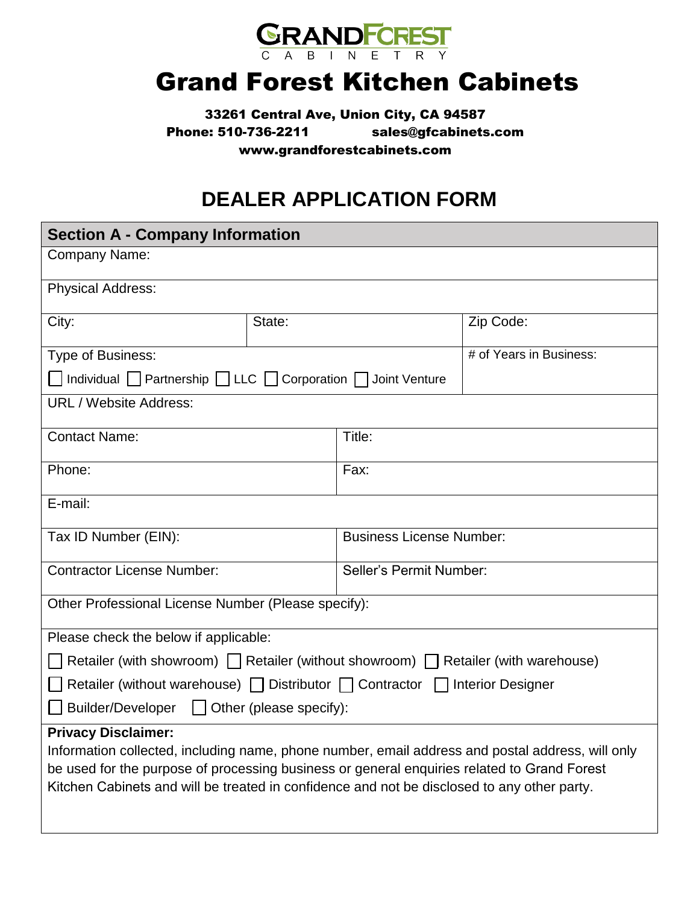GRANDFOREST
C A B I N E T R Y

# Grand Forest Kitchen Cabinets

**33261 Central Ave, Union City, CA 94587**
**Phone: 510-736-2211 sales@gfcabinets.com**
**www.grandforestcabinets.com**

## DEALER APPLICATION FORM

| **Section A - Company Information** | | |
|---|---|---|
| Company Name: | | |
| Physical Address: | | |
| City: | State: | Zip Code: |
| Type of Business: ☐ Individual ☐ Partnership ☐ LLC ☐ Corporation ☐ Joint Venture | | # of Years in Business: |
| URL / Website Address: | | |
| Contact Name: | Title: | |
| Phone: | Fax: | |
| E-mail: | | |
| Tax ID Number (EIN): | Business License Number: | |
| Contractor License Number: | Seller's Permit Number: | |
| Other Professional License Number (Please specify): | | |
| Please check the below if applicable: ☐ Retailer (with showroom) ☐ Retailer (without showroom) ☐ Retailer (with warehouse) ☐ Retailer (without warehouse) ☐ Distributor ☐ Contractor ☐ Interior Designer ☐ Builder/Developer ☐ Other (please specify): | | |
| **Privacy Disclaimer:** Information collected, including name, phone number, email address and postal address, will only be used for the purpose of processing business or general enquiries related to Grand Forest Kitchen Cabinets and will be treated in confidence and not be disclosed to any other party. | | |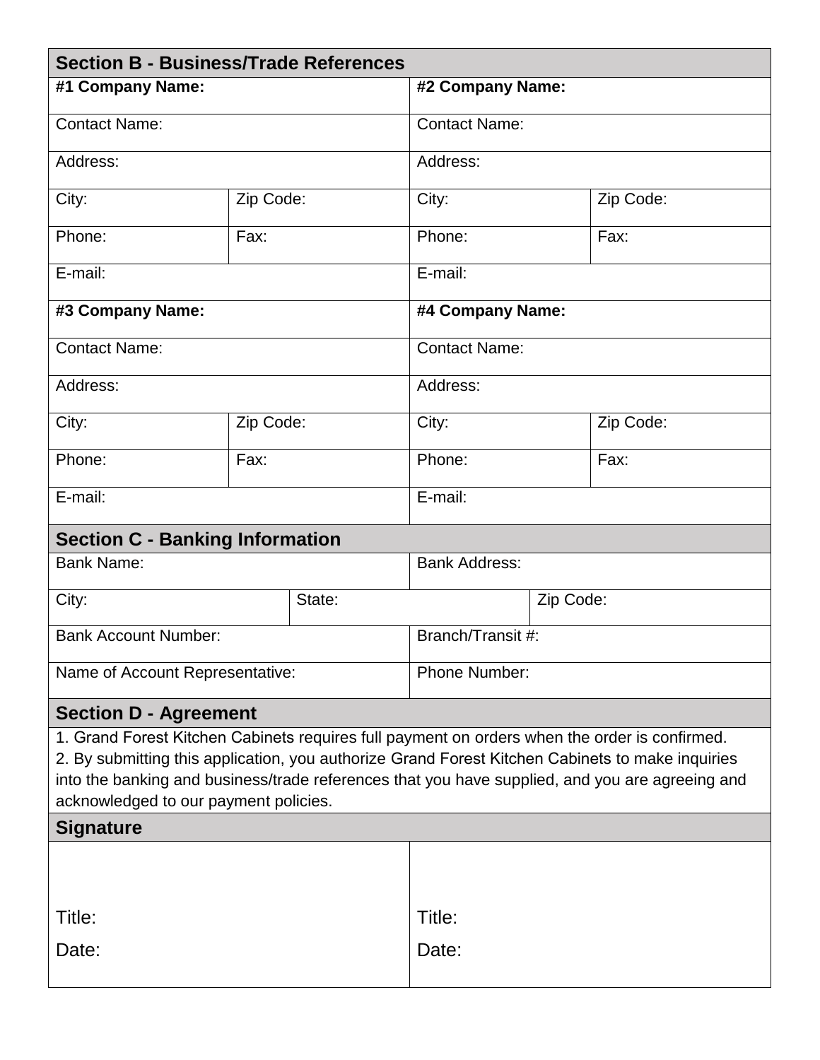## Section B - Business/Trade References

| **#1 Company Name:** | | **#2 Company Name:** | |
|---|---|---|---|
| Contact Name: | | Contact Name: | |
| Address: | | Address: | |
| City: | Zip Code: | City: | Zip Code: |
| Phone: | Fax: | Phone: | Fax: |
| E-mail: | | E-mail: | |
| **#3 Company Name:** | | **#4 Company Name:** | |
| Contact Name: | | Contact Name: | |
| Address: | | Address: | |
| City: | Zip Code: | City: | Zip Code: |
| Phone: | Fax: | Phone: | Fax: |
| E-mail: | | E-mail: | |

## Section C - Banking Information

| Bank Name: | | Bank Address: | |
|---|---|---|---|
| City: | State: | | Zip Code: |
| Bank Account Number: | | Branch/Transit #: | |
| Name of Account Representative: | | Phone Number: | |

## Section D - Agreement

1. Grand Forest Kitchen Cabinets requires full payment on orders when the order is confirmed.
2. By submitting this application, you authorize Grand Forest Kitchen Cabinets to make inquiries into the banking and business/trade references that you have supplied, and you are agreeing and acknowledged to our payment policies.

## Signature

| | |
|---|---|
| Title: | Title: |
| Date: | Date: |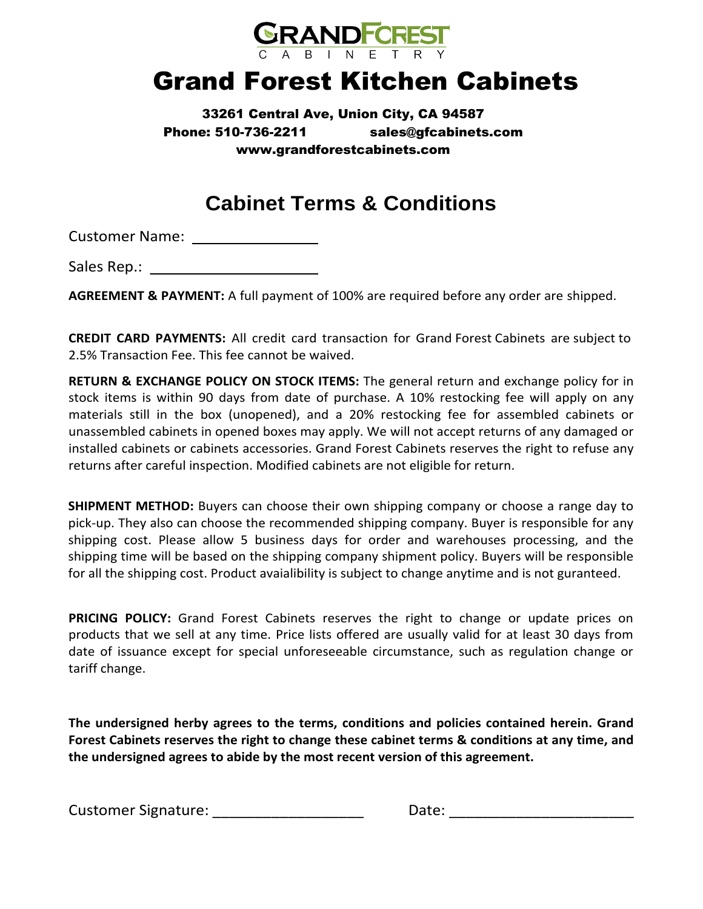GRANDFOREST
C A B I N E T R Y

# Grand Forest Kitchen Cabinets

**33261 Central Ave, Union City, CA 94587**
**Phone: 510-736-2211 sales@gfcabinets.com**
**www.grandforestcabinets.com**

## Cabinet Terms & Conditions

Customer Name: ________________

Sales Rep.: ______________________

**AGREEMENT & PAYMENT:** A full payment of 100% are required before any order are shipped.

**CREDIT CARD PAYMENTS:** All credit card transaction for Grand Forest Cabinets are subject to 2.5% Transaction Fee. This fee cannot be waived.

**RETURN & EXCHANGE POLICY ON STOCK ITEMS:** The general return and exchange policy for in stock items is within 90 days from date of purchase. A 10% restocking fee will apply on any materials still in the box (unopened), and a 20% restocking fee for assembled cabinets or unassembled cabinets in opened boxes may apply. We will not accept returns of any damaged or installed cabinets or cabinets accessories. Grand Forest Cabinets reserves the right to refuse any returns after careful inspection. Modified cabinets are not eligible for return.

**SHIPMENT METHOD:** Buyers can choose their own shipping company or choose a range day to pick-up. They also can choose the recommended shipping company. Buyer is responsible for any shipping cost. Please allow 5 business days for order and warehouses processing, and the shipping time will be based on the shipping company shipment policy. Buyers will be responsible for all the shipping cost. Product avaialibility is subject to change anytime and is not guranteed.

**PRICING POLICY:** Grand Forest Cabinets reserves the right to change or update prices on products that we sell at any time. Price lists offered are usually valid for at least 30 days from date of issuance except for special unforeseeable circumstance, such as regulation change or tariff change.

**The undersigned herby agrees to the terms, conditions and policies contained herein. Grand Forest Cabinets reserves the right to change these cabinet terms & conditions at any time, and the undersigned agrees to abide by the most recent version of this agreement.**

Customer Signature: ___________________ Date: _______________________